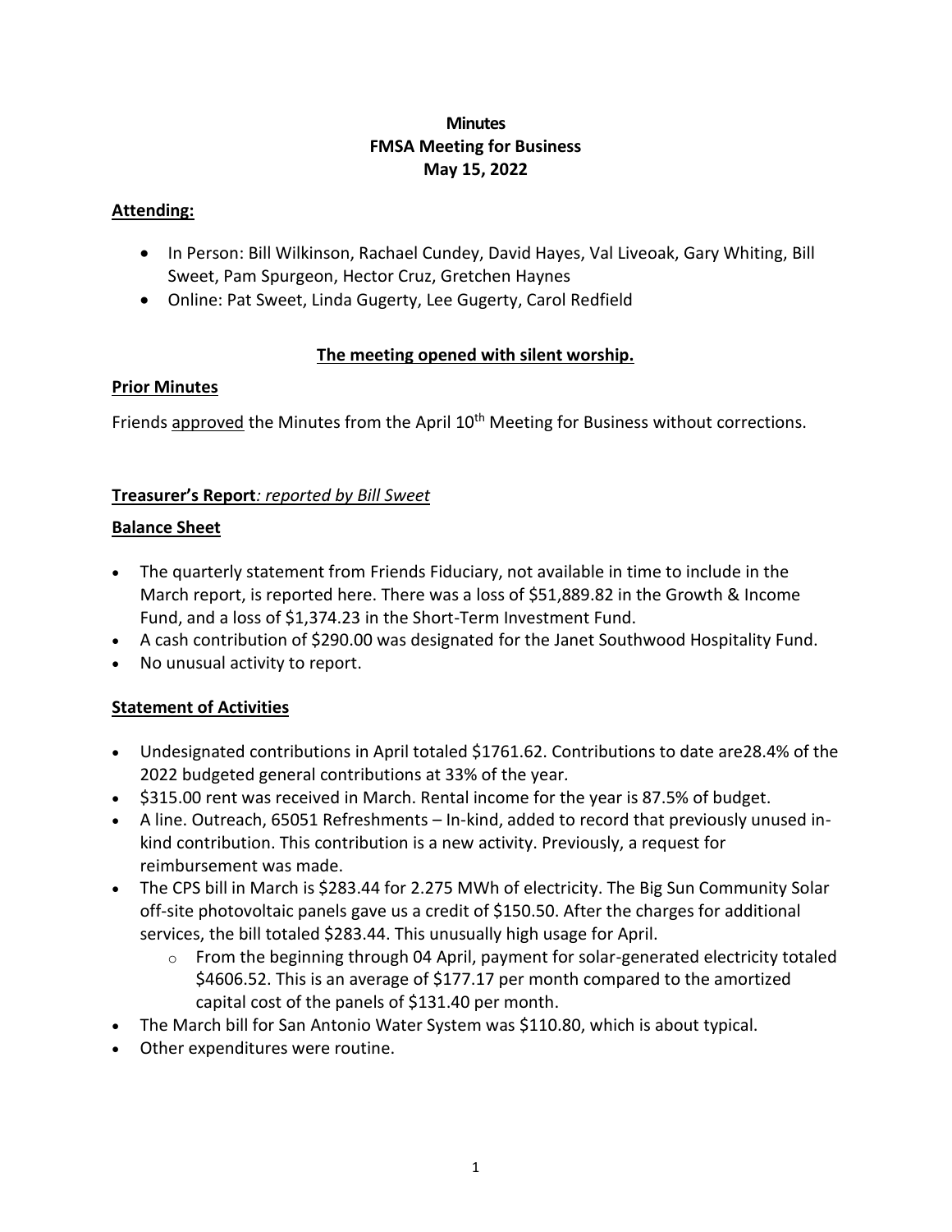**Minutes**
**FMSA Meeting for Business**
**May 15, 2022**

**Attending:**

- In Person: Bill Wilkinson, Rachael Cundey, David Hayes, Val Liveoak, Gary Whiting, Bill Sweet, Pam Spurgeon, Hector Cruz, Gretchen Haynes
- Online: Pat Sweet, Linda Gugerty, Lee Gugerty, Carol Redfield

**The meeting opened with silent worship.**

**Prior Minutes**

Friends approved the Minutes from the April 10th Meeting for Business without corrections.

**Treasurer's Report***: reported by Bill Sweet*

**Balance Sheet**

- The quarterly statement from Friends Fiduciary, not available in time to include in the March report, is reported here. There was a loss of $51,889.82 in the Growth & Income Fund, and a loss of $1,374.23 in the Short-Term Investment Fund.
- A cash contribution of $290.00 was designated for the Janet Southwood Hospitality Fund.
- No unusual activity to report.

**Statement of Activities**

- Undesignated contributions in April totaled $1761.62. Contributions to date are28.4% of the 2022 budgeted general contributions at 33% of the year.
- $315.00 rent was received in March. Rental income for the year is 87.5% of budget.
- A line. Outreach, 65051 Refreshments – In-kind, added to record that previously unused in-kind contribution. This contribution is a new activity. Previously, a request for reimbursement was made.
- The CPS bill in March is $283.44 for 2.275 MWh of electricity. The Big Sun Community Solar off-site photovoltaic panels gave us a credit of $150.50. After the charges for additional services, the bill totaled $283.44. This unusually high usage for April.
    - From the beginning through 04 April, payment for solar-generated electricity totaled $4606.52. This is an average of $177.17 per month compared to the amortized capital cost of the panels of $131.40 per month.
- The March bill for San Antonio Water System was $110.80, which is about typical.
- Other expenditures were routine.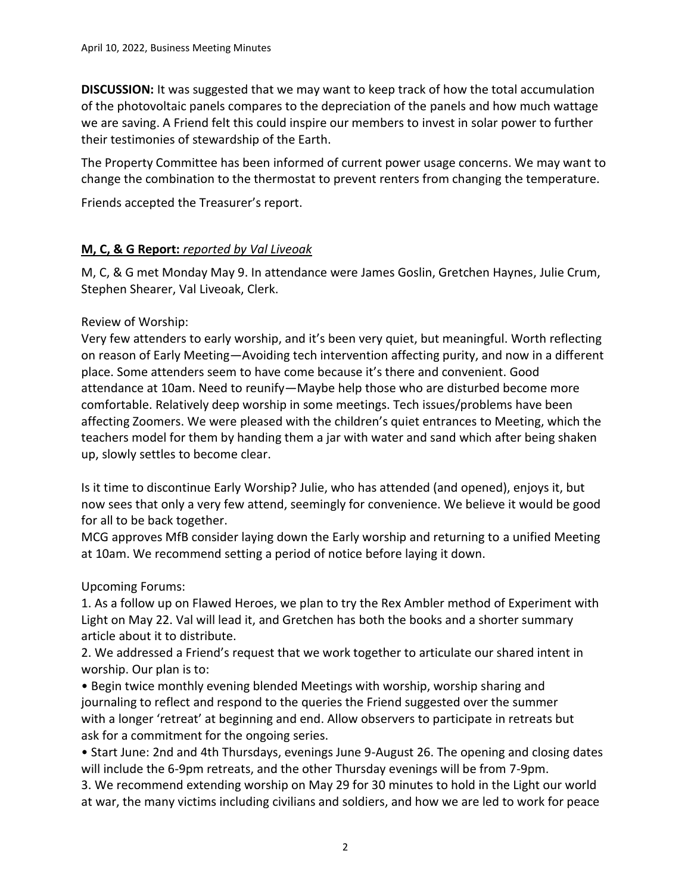**DISCUSSION:** It was suggested that we may want to keep track of how the total accumulation of the photovoltaic panels compares to the depreciation of the panels and how much wattage we are saving. A Friend felt this could inspire our members to invest in solar power to further their testimonies of stewardship of the Earth.

The Property Committee has been informed of current power usage concerns. We may want to change the combination to the thermostat to prevent renters from changing the temperature.

Friends accepted the Treasurer's report.

**M, C, & G Report:** *reported by Val Liveoak*

M, C, & G met Monday May 9. In attendance were James Goslin, Gretchen Haynes, Julie Crum, Stephen Shearer, Val Liveoak, Clerk.

Review of Worship:
Very few attenders to early worship, and it's been very quiet, but meaningful. Worth reflecting on reason of Early Meeting—Avoiding tech intervention affecting purity, and now in a different place. Some attenders seem to have come because it's there and convenient. Good attendance at 10am. Need to reunify—Maybe help those who are disturbed become more comfortable. Relatively deep worship in some meetings. Tech issues/problems have been affecting Zoomers. We were pleased with the children's quiet entrances to Meeting, which the teachers model for them by handing them a jar with water and sand which after being shaken up, slowly settles to become clear.

Is it time to discontinue Early Worship? Julie, who has attended (and opened), enjoys it, but now sees that only a very few attend, seemingly for convenience. We believe it would be good for all to be back together.
MCG approves MfB consider laying down the Early worship and returning to a unified Meeting at 10am. We recommend setting a period of notice before laying it down.

Upcoming Forums:
1. As a follow up on Flawed Heroes, we plan to try the Rex Ambler method of Experiment with Light on May 22. Val will lead it, and Gretchen has both the books and a shorter summary article about it to distribute.
2. We addressed a Friend's request that we work together to articulate our shared intent in worship. Our plan is to:
• Begin twice monthly evening blended Meetings with worship, worship sharing and journaling to reflect and respond to the queries the Friend suggested over the summer with a longer 'retreat' at beginning and end. Allow observers to participate in retreats but ask for a commitment for the ongoing series.
• Start June: 2nd and 4th Thursdays, evenings June 9-August 26. The opening and closing dates will include the 6-9pm retreats, and the other Thursday evenings will be from 7-9pm.
3. We recommend extending worship on May 29 for 30 minutes to hold in the Light our world at war, the many victims including civilians and soldiers, and how we are led to work for peace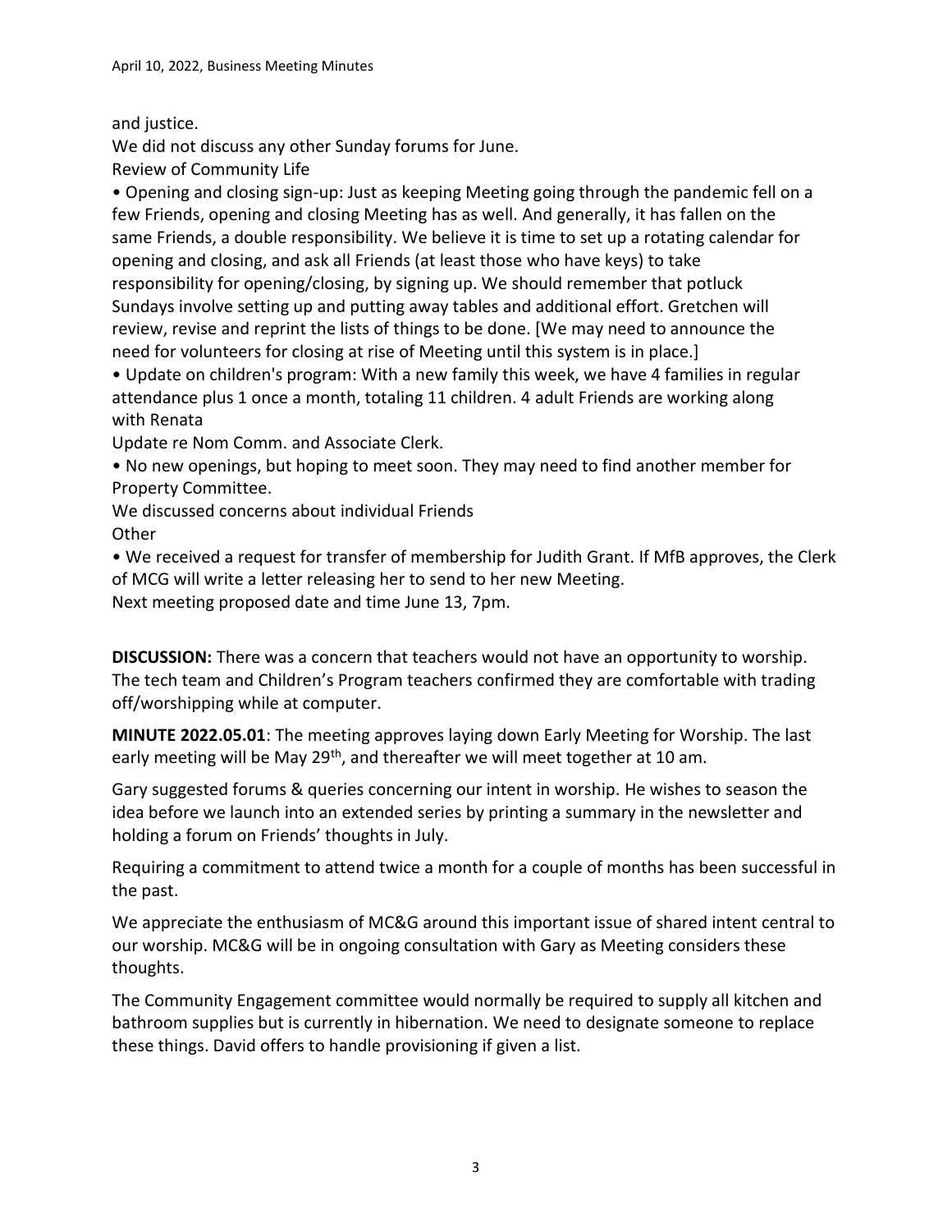and justice.

We did not discuss any other Sunday forums for June.

Review of Community Life

- Opening and closing sign-up: Just as keeping Meeting going through the pandemic fell on a few Friends, opening and closing Meeting has as well. And generally, it has fallen on the same Friends, a double responsibility. We believe it is time to set up a rotating calendar for opening and closing, and ask all Friends (at least those who have keys) to take responsibility for opening/closing, by signing up. We should remember that potluck Sundays involve setting up and putting away tables and additional effort. Gretchen will review, revise and reprint the lists of things to be done. [We may need to announce the need for volunteers for closing at rise of Meeting until this system is in place.]
- Update on children's program: With a new family this week, we have 4 families in regular attendance plus 1 once a month, totaling 11 children. 4 adult Friends are working along with Renata

Update re Nom Comm. and Associate Clerk.

- No new openings, but hoping to meet soon. They may need to find another member for Property Committee.

We discussed concerns about individual Friends

Other

- We received a request for transfer of membership for Judith Grant. If MfB approves, the Clerk of MCG will write a letter releasing her to send to her new Meeting.

Next meeting proposed date and time June 13, 7pm.

**DISCUSSION:** There was a concern that teachers would not have an opportunity to worship. The tech team and Children's Program teachers confirmed they are comfortable with trading off/worshipping while at computer.

**MINUTE 2022.05.01**: The meeting approves laying down Early Meeting for Worship. The last early meeting will be May 29th, and thereafter we will meet together at 10 am.

Gary suggested forums & queries concerning our intent in worship. He wishes to season the idea before we launch into an extended series by printing a summary in the newsletter and holding a forum on Friends' thoughts in July.

Requiring a commitment to attend twice a month for a couple of months has been successful in the past.

We appreciate the enthusiasm of MC&G around this important issue of shared intent central to our worship. MC&G will be in ongoing consultation with Gary as Meeting considers these thoughts.

The Community Engagement committee would normally be required to supply all kitchen and bathroom supplies but is currently in hibernation. We need to designate someone to replace these things. David offers to handle provisioning if given a list.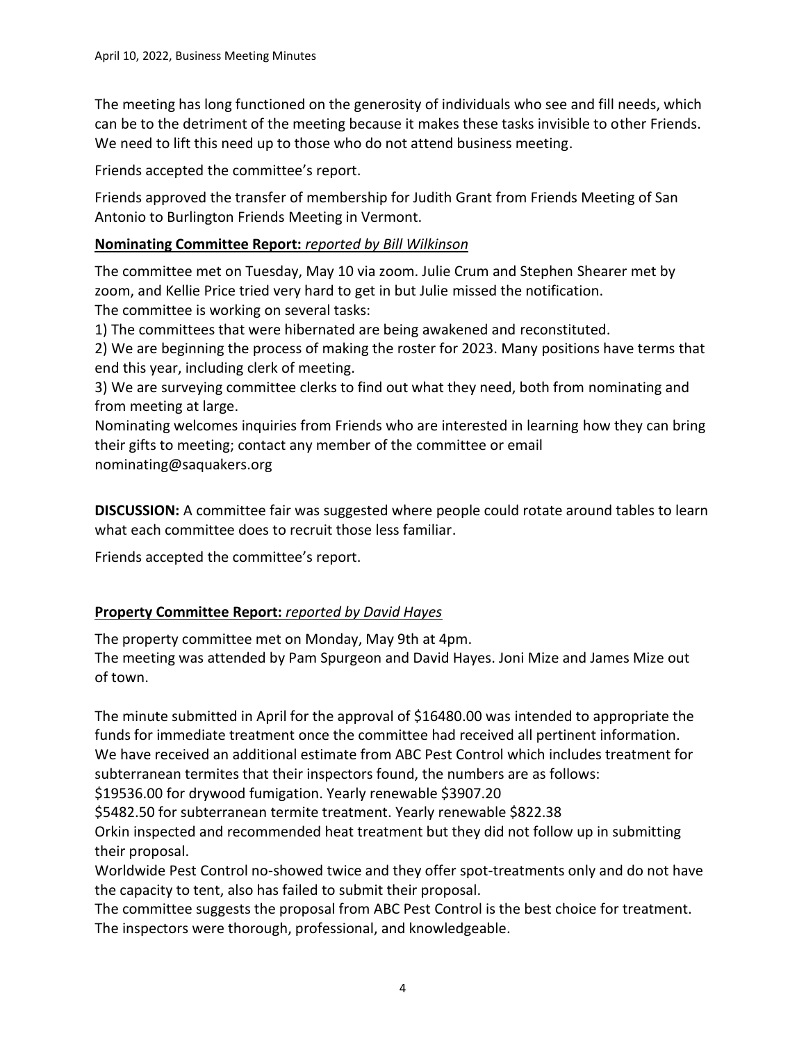The meeting has long functioned on the generosity of individuals who see and fill needs, which can be to the detriment of the meeting because it makes these tasks invisible to other Friends. We need to lift this need up to those who do not attend business meeting.

Friends accepted the committee's report.

Friends approved the transfer of membership for Judith Grant from Friends Meeting of San Antonio to Burlington Friends Meeting in Vermont.

**Nominating Committee Report:** *reported by Bill Wilkinson*

The committee met on Tuesday, May 10 via zoom. Julie Crum and Stephen Shearer met by zoom, and Kellie Price tried very hard to get in but Julie missed the notification.
The committee is working on several tasks:
1) The committees that were hibernated are being awakened and reconstituted.
2) We are beginning the process of making the roster for 2023. Many positions have terms that end this year, including clerk of meeting.
3) We are surveying committee clerks to find out what they need, both from nominating and from meeting at large.
Nominating welcomes inquiries from Friends who are interested in learning how they can bring their gifts to meeting; contact any member of the committee or email nominating@saquakers.org

**DISCUSSION:** A committee fair was suggested where people could rotate around tables to learn what each committee does to recruit those less familiar.

Friends accepted the committee's report.

**Property Committee Report:** *reported by David Hayes*

The property committee met on Monday, May 9th at 4pm.
The meeting was attended by Pam Spurgeon and David Hayes. Joni Mize and James Mize out of town.

The minute submitted in April for the approval of $16480.00 was intended to appropriate the funds for immediate treatment once the committee had received all pertinent information. We have received an additional estimate from ABC Pest Control which includes treatment for subterranean termites that their inspectors found, the numbers are as follows:
$19536.00 for drywood fumigation. Yearly renewable $3907.20
$5482.50 for subterranean termite treatment. Yearly renewable $822.38
Orkin inspected and recommended heat treatment but they did not follow up in submitting their proposal.
Worldwide Pest Control no-showed twice and they offer spot-treatments only and do not have the capacity to tent, also has failed to submit their proposal.
The committee suggests the proposal from ABC Pest Control is the best choice for treatment. The inspectors were thorough, professional, and knowledgeable.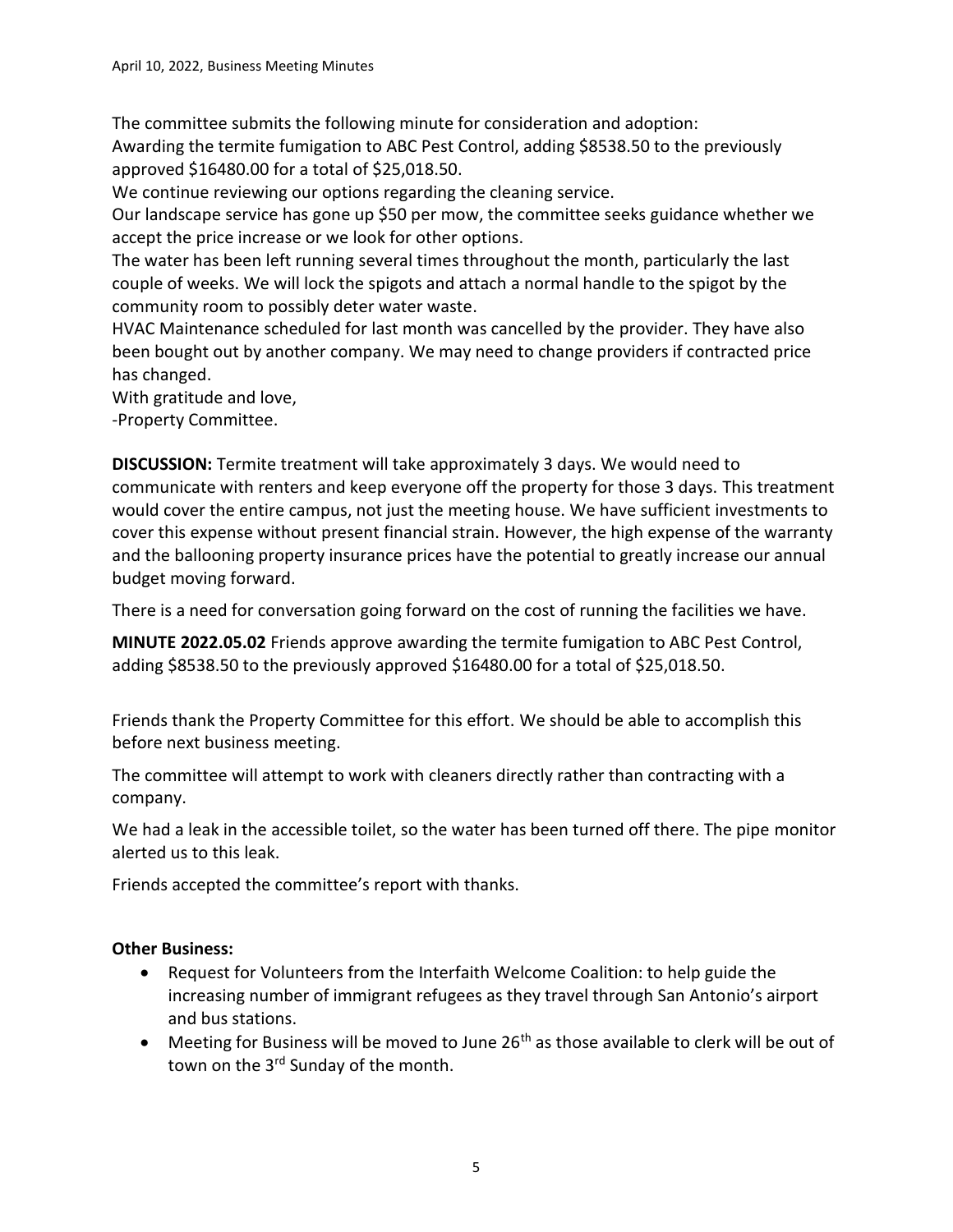The committee submits the following minute for consideration and adoption:
Awarding the termite fumigation to ABC Pest Control, adding $8538.50 to the previously approved $16480.00 for a total of $25,018.50.
We continue reviewing our options regarding the cleaning service.
Our landscape service has gone up $50 per mow, the committee seeks guidance whether we accept the price increase or we look for other options.
The water has been left running several times throughout the month, particularly the last couple of weeks. We will lock the spigots and attach a normal handle to the spigot by the community room to possibly deter water waste.
HVAC Maintenance scheduled for last month was cancelled by the provider. They have also been bought out by another company. We may need to change providers if contracted price has changed.
With gratitude and love,
-Property Committee.

**DISCUSSION:** Termite treatment will take approximately 3 days. We would need to communicate with renters and keep everyone off the property for those 3 days. This treatment would cover the entire campus, not just the meeting house. We have sufficient investments to cover this expense without present financial strain. However, the high expense of the warranty and the ballooning property insurance prices have the potential to greatly increase our annual budget moving forward.

There is a need for conversation going forward on the cost of running the facilities we have.

**MINUTE 2022.05.02** Friends approve awarding the termite fumigation to ABC Pest Control, adding $8538.50 to the previously approved $16480.00 for a total of $25,018.50.

Friends thank the Property Committee for this effort. We should be able to accomplish this before next business meeting.

The committee will attempt to work with cleaners directly rather than contracting with a company.

We had a leak in the accessible toilet, so the water has been turned off there. The pipe monitor alerted us to this leak.

Friends accepted the committee's report with thanks.

**Other Business:**

- Request for Volunteers from the Interfaith Welcome Coalition: to help guide the increasing number of immigrant refugees as they travel through San Antonio's airport and bus stations.
- Meeting for Business will be moved to June 26th as those available to clerk will be out of town on the 3rd Sunday of the month.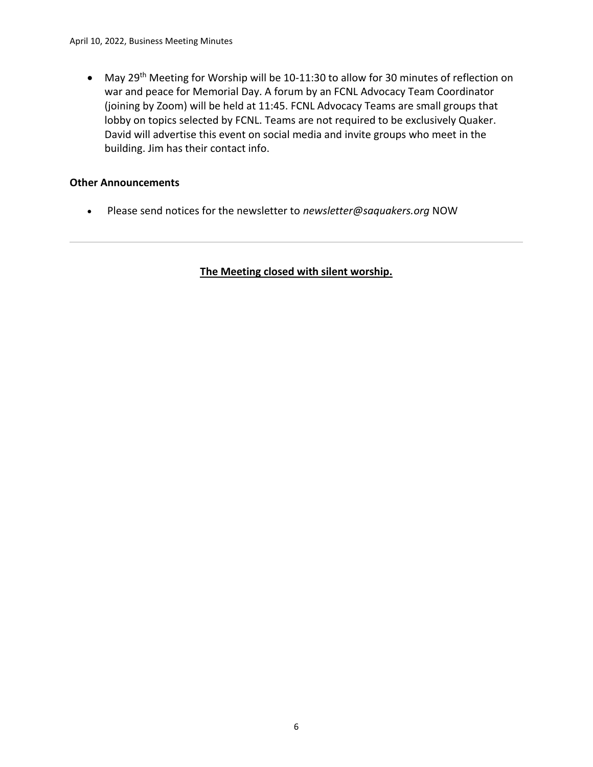- May 29th Meeting for Worship will be 10-11:30 to allow for 30 minutes of reflection on war and peace for Memorial Day. A forum by an FCNL Advocacy Team Coordinator (joining by Zoom) will be held at 11:45. FCNL Advocacy Teams are small groups that lobby on topics selected by FCNL. Teams are not required to be exclusively Quaker. David will advertise this event on social media and invite groups who meet in the building. Jim has their contact info.

**Other Announcements**

- Please send notices for the newsletter to *newsletter@saquakers.org* NOW

---

**<u>The Meeting closed with silent worship.</u>**